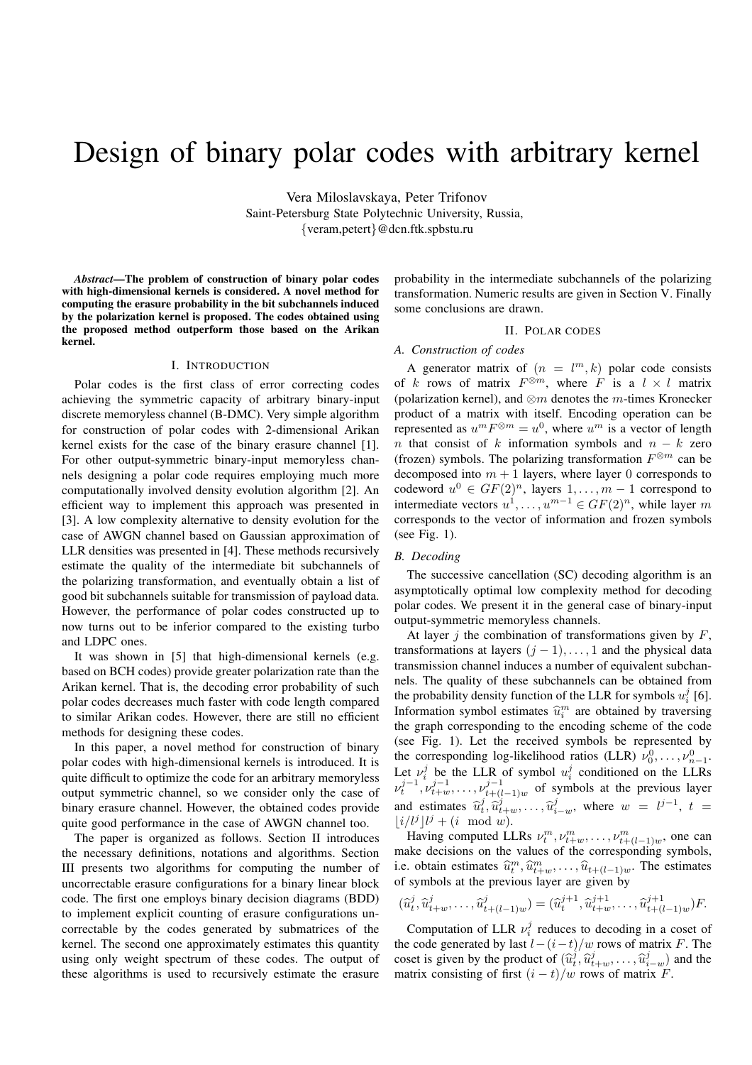# Design of binary polar codes with arbitrary kernel

Vera Miloslavskaya, Peter Trifonov
Saint-Petersburg State Polytechnic University, Russia,
{veram,petert}@dcn.ftk.spbstu.ru

***Abstract*—The problem of construction of binary polar codes with high-dimensional kernels is considered. A novel method for computing the erasure probability in the bit subchannels induced by the polarization kernel is proposed. The codes obtained using the proposed method outperform those based on the Arikan kernel.**

## I. Introduction

Polar codes is the first class of error correcting codes achieving the symmetric capacity of arbitrary binary-input discrete memoryless channel (B-DMC). Very simple algorithm for construction of polar codes with 2-dimensional Arikan kernel exists for the case of the binary erasure channel [1]. For other output-symmetric binary-input memoryless channels designing a polar code requires employing much more computationally involved density evolution algorithm [2]. An efficient way to implement this approach was presented in [3]. A low complexity alternative to density evolution for the case of AWGN channel based on Gaussian approximation of LLR densities was presented in [4]. These methods recursively estimate the quality of the intermediate bit subchannels of the polarizing transformation, and eventually obtain a list of good bit subchannels suitable for transmission of payload data. However, the performance of polar codes constructed up to now turns out to be inferior compared to the existing turbo and LDPC ones.

It was shown in [5] that high-dimensional kernels (e.g. based on BCH codes) provide greater polarization rate than the Arikan kernel. That is, the decoding error probability of such polar codes decreases much faster with code length compared to similar Arikan codes. However, there are still no efficient methods for designing these codes.

In this paper, a novel method for construction of binary polar codes with high-dimensional kernels is introduced. It is quite difficult to optimize the code for an arbitrary memoryless output symmetric channel, so we consider only the case of binary erasure channel. However, the obtained codes provide quite good performance in the case of AWGN channel too.

The paper is organized as follows. Section II introduces the necessary definitions, notations and algorithms. Section III presents two algorithms for computing the number of uncorrectable erasure configurations for a binary linear block code. The first one employs binary decision diagrams (BDD) to implement explicit counting of erasure configurations uncorrectable by the codes generated by submatrices of the kernel. The second one approximately estimates this quantity using only weight spectrum of these codes. The output of these algorithms is used to recursively estimate the erasure probability in the intermediate subchannels of the polarizing transformation. Numeric results are given in Section V. Finally some conclusions are drawn.

## II. Polar codes

### *A. Construction of codes*

A generator matrix of $(n = l^m, k)$ polar code consists of $k$ rows of matrix $F^{\otimes m}$, where $F$ is a $l \times l$ matrix (polarization kernel), and $\otimes m$ denotes the $m$-times Kronecker product of a matrix with itself. Encoding operation can be represented as $u^m F^{\otimes m} = u^0$, where $u^m$ is a vector of length $n$ that consist of $k$ information symbols and $n - k$ zero (frozen) symbols. The polarizing transformation $F^{\otimes m}$ can be decomposed into $m + 1$ layers, where layer 0 corresponds to codeword $u^0 \in GF(2)^n$, layers $1, \ldots, m - 1$ correspond to intermediate vectors $u^1, \ldots, u^{m-1} \in GF(2)^n$, while layer $m$ corresponds to the vector of information and frozen symbols (see Fig. 1).

### *B. Decoding*

The successive cancellation (SC) decoding algorithm is an asymptotically optimal low complexity method for decoding polar codes. We present it in the general case of binary-input output-symmetric memoryless channels.

At layer $j$ the combination of transformations given by $F$, transformations at layers $(j-1), \ldots, 1$ and the physical data transmission channel induces a number of equivalent subchannels. The quality of these subchannels can be obtained from the probability density function of the LLR for symbols $u_i^j$ [6]. Information symbol estimates $\widehat{u}_i^m$ are obtained by traversing the graph corresponding to the encoding scheme of the code (see Fig. 1). Let the received symbols be represented by the corresponding log-likelihood ratios (LLR) $\nu_0^0, \ldots, \nu_{n-1}^0$. Let $\nu_i^j$ be the LLR of symbol $u_i^j$ conditioned on the LLRs $\nu_t^{j-1}, \nu_{t+w}^{j-1}, \ldots, \nu_{t+(l-1)w}^{j-1}$ of symbols at the previous layer and estimates $\widehat{u}_t^j, \widehat{u}_{t+w}^j, \ldots, \widehat{u}_{i-w}^j$, where $w = l^{j-1}$, $t = \lfloor i/l^j \rfloor l^j + (i \mod w)$.

Having computed LLRs $\nu_t^m, \nu_{t+w}^m, \ldots, \nu_{t+(l-1)w}^m$, one can make decisions on the values of the corresponding symbols, i.e. obtain estimates $\widehat{u}_t^m, \widehat{u}_{t+w}^m, \ldots, \widehat{u}_{t+(l-1)w}$. The estimates of symbols at the previous layer are given by

$$(\widehat{u}_t^j, \widehat{u}_{t+w}^j, \ldots, \widehat{u}_{t+(l-1)w}^j) = (\widehat{u}_t^{j+1}, \widehat{u}_{t+w}^{j+1}, \ldots, \widehat{u}_{t+(l-1)w}^{j+1})F.$$

Computation of LLR $\nu_i^j$ reduces to decoding in a coset of the code generated by last $l-(i-t)/w$ rows of matrix $F$. The coset is given by the product of $(\widehat{u}_t^j, \widehat{u}_{t+w}^j, \ldots, \widehat{u}_{i-w}^j)$ and the matrix consisting of first $(i-t)/w$ rows of matrix $F$.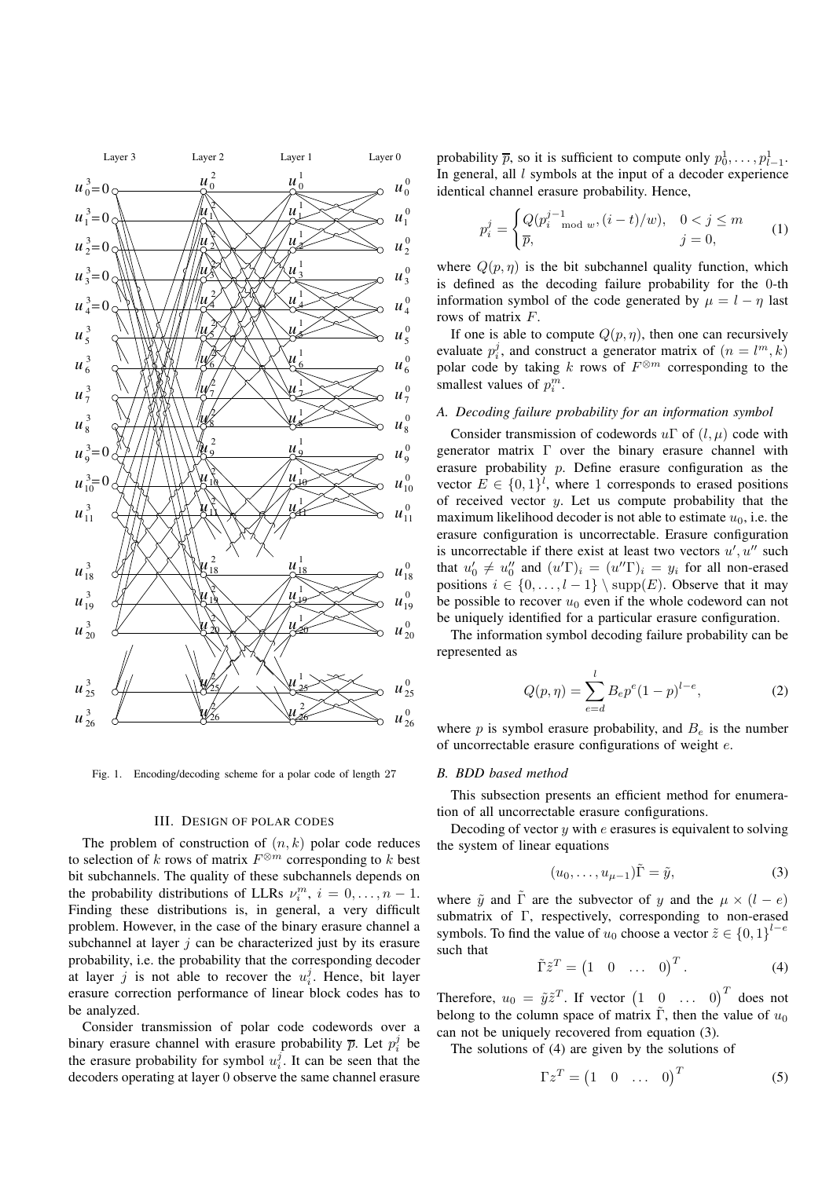Fig. 1. Encoding/decoding scheme for a polar code of length 27

## III. Design of polar codes

The problem of construction of $(n, k)$ polar code reduces to selection of $k$ rows of matrix $F^{\otimes m}$ corresponding to $k$ best bit subchannels. The quality of these subchannels depends on the probability distributions of LLRs $\nu_i^m$, $i = 0, \ldots, n-1$. Finding these distributions is, in general, a very difficult problem. However, in the case of the binary erasure channel a subchannel at layer $j$ can be characterized just by its erasure probability, i.e. the probability that the corresponding decoder at layer $j$ is not able to recover the $u_i^j$. Hence, bit layer erasure correction performance of linear block codes has to be analyzed.

Consider transmission of polar code codewords over a binary erasure channel with erasure probability $\overline{p}$. Let $p_i^j$ be the erasure probability for symbol $u_i^j$. It can be seen that the decoders operating at layer 0 observe the same channel erasure probability $\overline{p}$, so it is sufficient to compute only $p_0^1, \ldots, p_{l-1}^1$. In general, all $l$ symbols at the input of a decoder experience identical channel erasure probability. Hence,

$$p_i^j = \begin{cases} Q(p_{i \bmod w}^{j-1}, (i-t)/w), & 0 < j \leq m \\ \overline{p}, & j = 0, \end{cases} \tag{1}$$

where $Q(p, \eta)$ is the bit subchannel quality function, which is defined as the decoding failure probability for the 0-th information symbol of the code generated by $\mu = l - \eta$ last rows of matrix $F$.

If one is able to compute $Q(p, \eta)$, then one can recursively evaluate $p_i^j$, and construct a generator matrix of $(n = l^m, k)$ polar code by taking $k$ rows of $F^{\otimes m}$ corresponding to the smallest values of $p_i^m$.

### A. Decoding failure probability for an information symbol

Consider transmission of codewords $u\Gamma$ of $(l, \mu)$ code with generator matrix $\Gamma$ over the binary erasure channel with erasure probability $p$. Define erasure configuration as the vector $E \in \{0, 1\}^l$, where 1 corresponds to erased positions of received vector $y$. Let us compute probability that the maximum likelihood decoder is not able to estimate $u_0$, i.e. the erasure configuration is uncorrectable. Erasure configuration is uncorrectable if there exist at least two vectors $u', u''$ such that $u'_0 \neq u''_0$ and $(u'\Gamma)_i = (u''\Gamma)_i = y_i$ for all non-erased positions $i \in \{0, \ldots, l-1\} \setminus \operatorname{supp}(E)$. Observe that it may be possible to recover $u_0$ even if the whole codeword can not be uniquely identified for a particular erasure configuration.

The information symbol decoding failure probability can be represented as

$$Q(p, \eta) = \sum_{e=d}^{l} B_e p^e (1-p)^{l-e}, \tag{2}$$

where $p$ is symbol erasure probability, and $B_e$ is the number of uncorrectable erasure configurations of weight $e$.

### B. BDD based method

This subsection presents an efficient method for enumeration of all uncorrectable erasure configurations.

Decoding of vector $y$ with $e$ erasures is equivalent to solving the system of linear equations

$$(u_0, \ldots, u_{\mu-1})\tilde{\Gamma} = \tilde{y}, \tag{3}$$

where $\tilde{y}$ and $\tilde{\Gamma}$ are the subvector of $y$ and the $\mu \times (l - e)$ submatrix of $\Gamma$, respectively, corresponding to non-erased symbols. To find the value of $u_0$ choose a vector $\tilde{z} \in \{0, 1\}^{l-e}$ such that

$$\tilde{\Gamma}\tilde{z}^T = \begin{pmatrix} 1 & 0 & \ldots & 0 \end{pmatrix}^T. \tag{4}$$

Therefore, $u_0 = \tilde{y}\tilde{z}^T$. If vector $\begin{pmatrix} 1 & 0 & \ldots & 0 \end{pmatrix}^T$ does not belong to the column space of matrix $\tilde{\Gamma}$, then the value of $u_0$ can not be uniquely recovered from equation (3).

The solutions of (4) are given by the solutions of

$$\Gamma z^T = \begin{pmatrix} 1 & 0 & \ldots & 0 \end{pmatrix}^T \tag{5}$$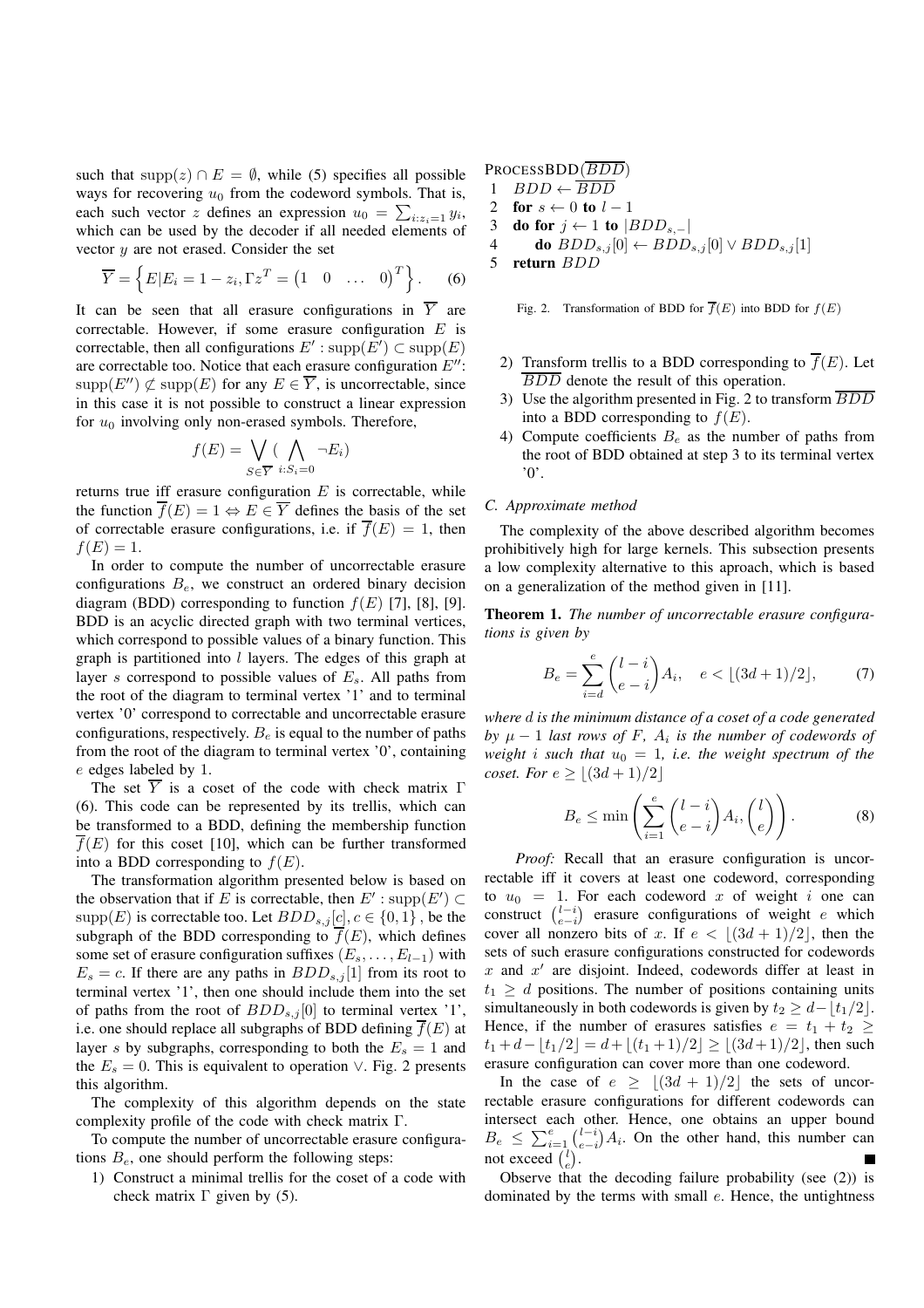such that $\mathrm{supp}(z) \cap E = \emptyset$, while (5) specifies all possible ways for recovering $u_0$ from the codeword symbols. That is, each such vector $z$ defines an expression $u_0 = \sum_{i:z_i=1} y_i$, which can be used by the decoder if all needed elements of vector $y$ are not erased. Consider the set

$$\overline{Y} = \left\{ E | E_i = 1 - z_i, \Gamma z^T = \begin{pmatrix} 1 & 0 & \dots & 0 \end{pmatrix}^T \right\}. \quad (6)$$

It can be seen that all erasure configurations in $\overline{Y}$ are correctable. However, if some erasure configuration $E$ is correctable, then all configurations $E' : \mathrm{supp}(E') \subset \mathrm{supp}(E)$ are correctable too. Notice that each erasure configuration $E''$: $\mathrm{supp}(E'') \not\subset \mathrm{supp}(E)$ for any $E \in \overline{Y}$, is uncorrectable, since in this case it is not possible to construct a linear expression for $u_0$ involving only non-erased symbols. Therefore,

$$f(E) = \bigvee_{S \in \overline{Y}} ( \bigwedge_{i:S_i=0} \neg E_i)$$

returns true iff erasure configuration $E$ is correctable, while the function $\overline{f}(E) = 1 \Leftrightarrow E \in \overline{Y}$ defines the basis of the set of correctable erasure configurations, i.e. if $\overline{f}(E) = 1$, then $f(E) = 1$.

In order to compute the number of uncorrectable erasure configurations $B_e$, we construct an ordered binary decision diagram (BDD) corresponding to function $f(E)$ [7], [8], [9]. BDD is an acyclic directed graph with two terminal vertices, which correspond to possible values of a binary function. This graph is partitioned into $l$ layers. The edges of this graph at layer $s$ correspond to possible values of $E_s$. All paths from the root of the diagram to terminal vertex '1' and to terminal vertex '0' correspond to correctable and uncorrectable erasure configurations, respectively. $B_e$ is equal to the number of paths from the root of the diagram to terminal vertex '0', containing $e$ edges labeled by 1.

The set $\overline{Y}$ is a coset of the code with check matrix $\Gamma$ (6). This code can be represented by its trellis, which can be transformed to a BDD, defining the membership function $\overline{f}(E)$ for this coset [10], which can be further transformed into a BDD corresponding to $f(E)$.

The transformation algorithm presented below is based on the observation that if $E$ is correctable, then $E' : \mathrm{supp}(E') \subset \mathrm{supp}(E)$ is correctable too. Let $BDD_{s,j}[c], c \in \{0,1\}$, be the subgraph of the BDD corresponding to $\overline{f}(E)$, which defines some set of erasure configuration suffixes $(E_s, \dots, E_{l-1})$ with $E_s = c$. If there are any paths in $BDD_{s,j}[1]$ from its root to terminal vertex '1', then one should include them into the set of paths from the root of $BDD_{s,j}[0]$ to terminal vertex '1', i.e. one should replace all subgraphs of BDD defining $\overline{f}(E)$ at layer $s$ by subgraphs, corresponding to both the $E_s = 1$ and the $E_s = 0$. This is equivalent to operation $\vee$. Fig. 2 presents this algorithm.

The complexity of this algorithm depends on the state complexity profile of the code with check matrix $\Gamma$.

To compute the number of uncorrectable erasure configurations $B_e$, one should perform the following steps:

1) Construct a minimal trellis for the coset of a code with check matrix $\Gamma$ given by (5).

```
ProcessBDD(BDD‾)
1  BDD ← BDD‾
2  for s ← 0 to l − 1
3  do for j ← 1 to |BDD_{s,−}|
4     do BDD_{s,j}[0] ← BDD_{s,j}[0] ∨ BDD_{s,j}[1]
5  return BDD
```

Fig. 2. Transformation of BDD for $\overline{f}(E)$ into BDD for $f(E)$

2) Transform trellis to a BDD corresponding to $\overline{f}(E)$. Let $\overline{BDD}$ denote the result of this operation.
3) Use the algorithm presented in Fig. 2 to transform $\overline{BDD}$ into a BDD corresponding to $f(E)$.
4) Compute coefficients $B_e$ as the number of paths from the root of BDD obtained at step 3 to its terminal vertex '0'.

### C. Approximate method

The complexity of the above described algorithm becomes prohibitively high for large kernels. This subsection presents a low complexity alternative to this aproach, which is based on a generalization of the method given in [11].

**Theorem 1.** *The number of uncorrectable erasure configurations is given by*

$$B_e = \sum_{i=d}^{e} \binom{l-i}{e-i} A_i, \quad e < \lfloor (3d+1)/2 \rfloor, \quad (7)$$

*where $d$ is the minimum distance of a coset of a code generated by $\mu - 1$ last rows of $F$, $A_i$ is the number of codewords of weight $i$ such that $u_0 = 1$, i.e. the weight spectrum of the coset. For $e \geq \lfloor (3d+1)/2 \rfloor$*

$$B_e \leq \min \left( \sum_{i=1}^{e} \binom{l-i}{e-i} A_i, \binom{l}{e} \right). \quad (8)$$

*Proof:* Recall that an erasure configuration is uncorrectable iff it covers at least one codeword, corresponding to $u_0 = 1$. For each codeword $x$ of weight $i$ one can construct $\binom{l-i}{e-i}$ erasure configurations of weight $e$ which cover all nonzero bits of $x$. If $e < \lfloor (3d+1)/2 \rfloor$, then the sets of such erasure configurations constructed for codewords $x$ and $x'$ are disjoint. Indeed, codewords differ at least in $t_1 \geq d$ positions. The number of positions containing units simultaneously in both codewords is given by $t_2 \geq d - \lfloor t_1/2 \rfloor$. Hence, if the number of erasures satisfies $e = t_1 + t_2 \geq t_1 + d - \lfloor t_1/2 \rfloor = d + \lfloor (t_1+1)/2 \rfloor \geq \lfloor (3d+1)/2 \rfloor$, then such erasure configuration can cover more than one codeword.

In the case of $e \geq \lfloor (3d+1)/2 \rfloor$ the sets of uncorrectable erasure configurations for different codewords can intersect each other. Hence, one obtains an upper bound $B_e \leq \sum_{i=1}^{e} \binom{l-i}{e-i} A_i$. On the other hand, this number can not exceed $\binom{l}{e}$. ■

Observe that the decoding failure probability (see (2)) is dominated by the terms with small $e$. Hence, the untightness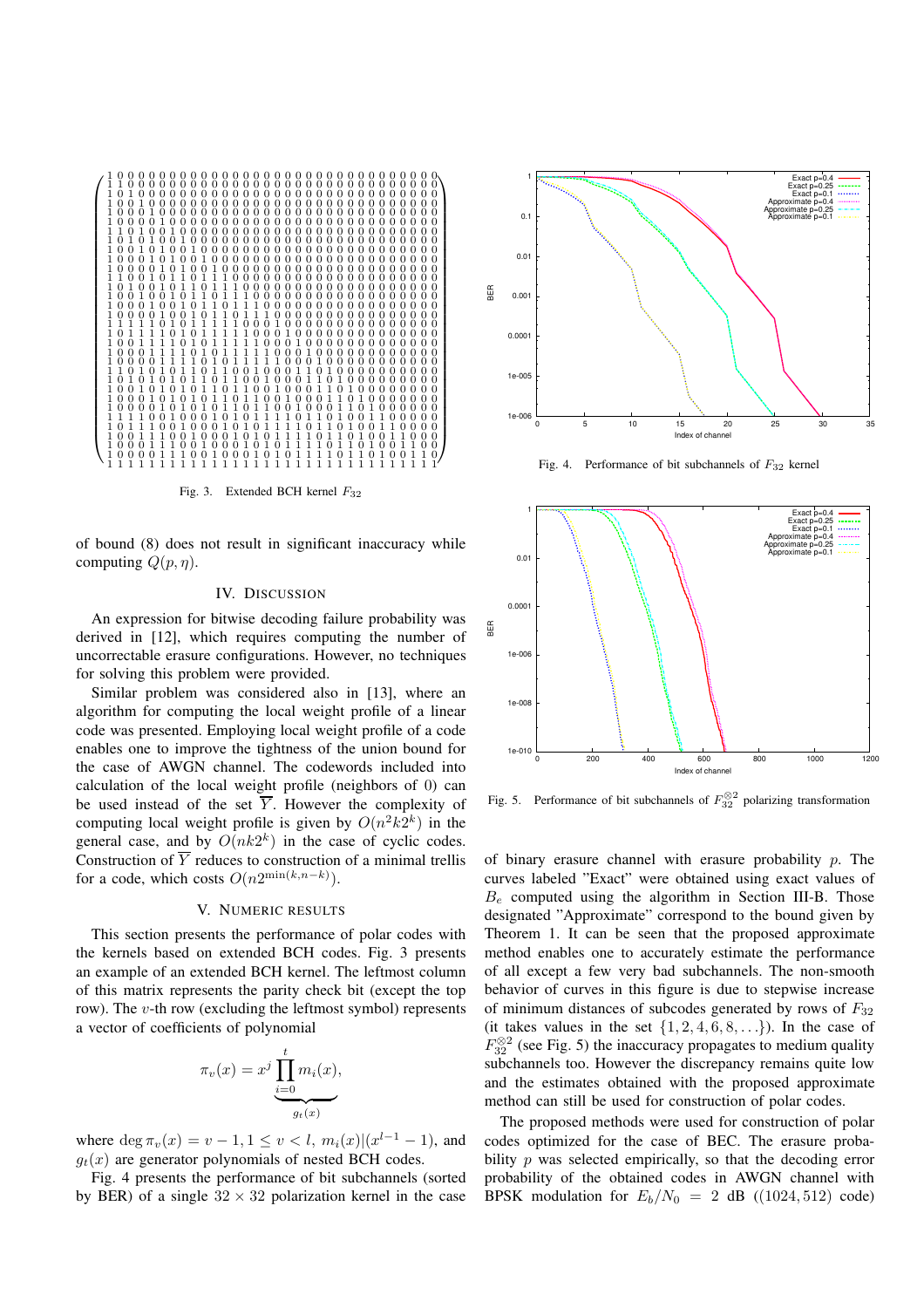Fig. 3. Extended BCH kernel $F_{32}$

of bound (8) does not result in significant inaccuracy while computing $Q(p, \eta)$.

## IV. Discussion

An expression for bitwise decoding failure probability was derived in [12], which requires computing the number of uncorrectable erasure configurations. However, no techniques for solving this problem were provided.

Similar problem was considered also in [13], where an algorithm for computing the local weight profile of a linear code was presented. Employing local weight profile of a code enables one to improve the tightness of the union bound for the case of AWGN channel. The codewords included into calculation of the local weight profile (neighbors of 0) can be used instead of the set $\overline{Y}$. However the complexity of computing local weight profile is given by $O(n^2 k 2^k)$ in the general case, and by $O(nk2^k)$ in the case of cyclic codes. Construction of $\overline{Y}$ reduces to construction of a minimal trellis for a code, which costs $O(n 2^{\min(k, n-k)})$.

## V. Numeric Results

This section presents the performance of polar codes with the kernels based on extended BCH codes. Fig. 3 presents an example of an extended BCH kernel. The leftmost column of this matrix represents the parity check bit (except the top row). The $v$-th row (excluding the leftmost symbol) represents a vector of coefficients of polynomial

$$\pi_v(x) = x^j \underbrace{\prod_{i=0}^{t} m_i(x)}_{g_t(x)},$$

where $\deg \pi_v(x) = v - 1, 1 \leq v < l$, $m_i(x) | (x^{l-1} - 1)$, and $g_t(x)$ are generator polynomials of nested BCH codes.

Fig. 4 presents the performance of bit subchannels (sorted by BER) of a single $32 \times 32$ polarization kernel in the case of binary erasure channel with erasure probability $p$. The curves labeled "Exact" were obtained using exact values of $B_e$ computed using the algorithm in Section III-B. Those designated "Approximate" correspond to the bound given by Theorem 1. It can be seen that the proposed approximate method enables one to accurately estimate the performance of all except a few very bad subchannels. The non-smooth behavior of curves in this figure is due to stepwise increase of minimum distances of subcodes generated by rows of $F_{32}$ (it takes values in the set $\{1, 2, 4, 6, 8, \ldots\}$). In the case of $F_{32}^{\otimes 2}$ (see Fig. 5) the inaccuracy propagates to medium quality subchannels too. However the discrepancy remains quite low and the estimates obtained with the proposed approximate method can still be used for construction of polar codes.

The proposed methods were used for construction of polar codes optimized for the case of BEC. The erasure probability $p$ was selected empirically, so that the decoding error probability of the obtained codes in AWGN channel with BPSK modulation for $E_b/N_0 = 2$ dB ($(1024, 512)$ code)

Fig. 4. Performance of bit subchannels of $F_{32}$ kernel

Fig. 5. Performance of bit subchannels of $F_{32}^{\otimes 2}$ polarizing transformation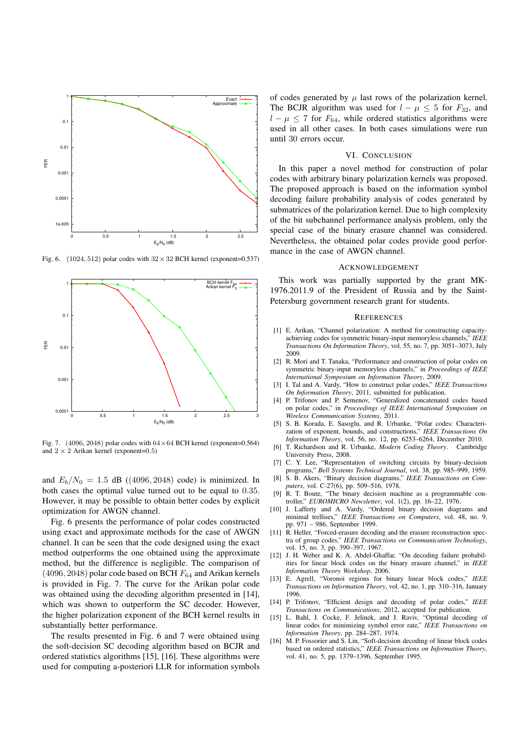FER

Exact

Approximate

1

0.1

0.01

0.001

0.0001

1e-005

0

0.5

1

1.5

2

2.5

$E_b/N_0$ (dB)

Fig. 6. $(1024, 512)$ polar codes with $32 \times 32$ BCH kernel (exponent=0.537)

FER

BCH kernel $F_{64}$

Arikan kernel $F_2$

1

0.1

0.01

0.001

0.0001

0

0.5

1

1.5

2

2.5

3

$E_b/N_0$ (dB)

Fig. 7. $(4096, 2048)$ polar codes with $64 \times 64$ BCH kernel (exponent=0.564) and $2 \times 2$ Arikan kernel (exponent=0.5)

and $E_b/N_0 = 1.5$ dB ($(4096, 2048)$ code) is minimized. In both cases the optimal value turned out to be equal to $0.35$. However, it may be possible to obtain better codes by explicit optimization for AWGN channel.

Fig. 6 presents the performance of polar codes constructed using exact and approximate methods for the case of AWGN channel. It can be seen that the code designed using the exact method outperforms the one obtained using the approximate method, but the difference is negligible. The comparison of $(4096, 2048)$ polar code based on BCH $F_{64}$ and Arikan kernels is provided in Fig. 7. The curve for the Arikan polar code was obtained using the decoding algorithm presented in [14], which was shown to outperform the SC decoder. However, the higher polarization exponent of the BCH kernel results in substantially better performance.

The results presented in Fig. 6 and 7 were obtained using the soft-decision SC decoding algorithm based on BCJR and ordered statistics algorithms [15], [16]. These algorithms were used for computing a-posteriori LLR for information symbols of codes generated by $\mu$ last rows of the polarization kernel. The BCJR algorithm was used for $l - \mu \leq 5$ for $F_{32}$, and $l - \mu \leq 7$ for $F_{64}$, while ordered statistics algorithms were used in all other cases. In both cases simulations were run until 30 errors occur.

## VI. Conclusion

In this paper a novel method for construction of polar codes with arbitrary binary polarization kernels was proposed. The proposed approach is based on the information symbol decoding failure probability analysis of codes generated by submatrices of the polarization kernel. Due to high complexity of the bit subchannel performance analysis problem, only the special case of the binary erasure channel was considered. Nevertheless, the obtained polar codes provide good performance in the case of AWGN channel.

## Acknowledgement

This work was partially supported by the grant MK-1976.2011.9 of the President of Russia and by the Saint-Petersburg government research grant for students.

## References

[1] E. Arikan, "Channel polarization: A method for constructing capacity-achieving codes for symmetric binary-input memoryless channels," *IEEE Transactions On Information Theory*, vol. 55, no. 7, pp. 3051–3073, July 2009.

[2] R. Mori and T. Tanaka, "Performance and construction of polar codes on symmetric binary-input memoryless channels," in *Proceedings of IEEE International Symposium on Information Theory*, 2009.

[3] I. Tal and A. Vardy, "How to construct polar codes," *IEEE Transactions On Information Theory*, 2011, submitted for publication.

[4] P. Trifonov and P. Semenov, "Generalized concatenated codes based on polar codes," in *Proceedings of IEEE International Symposium on Wireless Communication Systems*, 2011.

[5] S. B. Korada, E. Sasoglu, and R. Urbanke, "Polar codes: Characterization of exponent, bounds, and constructions," *IEEE Transactions On Information Theory*, vol. 56, no. 12, pp. 6253–6264, December 2010.

[6] T. Richardson and R. Urbanke, *Modern Coding Theory*. Cambridge University Press, 2008.

[7] C. Y. Lee, "Representation of switching circuits by binary-decision programs," *Bell Systems Technical Journal*, vol. 38, pp. 985–999, 1959.

[8] S. B. Akers, "Binary decision diagrams," *IEEE Transactions on Computers*, vol. C-27(6), pp. 509–516, 1978.

[9] R. T. Boute, "The binary decision machine as a programmable controller," *EUROMICRO Newsletter*, vol. 1(2), pp. 16–22, 1976.

[10] J. Lafferty and A. Vardy, "Ordered binary decision diagrams and minimal trellises," *IEEE Transactions on Computers*, vol. 48, no. 9, pp. 971 – 986, September 1999.

[11] R. Heller, "Forced-erasure decoding and the erasure reconstruction spectra of group codes," *IEEE Transactions on Communication Technology*, vol. 15, no. 3, pp. 390–397, 1967.

[12] J. H. Weber and K. A. Abdel-Ghaffar, "On decoding failure probabilities for linear block codes on the binary erasure channel," in *IEEE Information Theory Workshop*, 2006.

[13] E. Agrell, "Voronoi regions for binary linear block codes," *IEEE Transactions on Information Theory*, vol. 42, no. 1, pp. 310–316, January 1996.

[14] P. Trifonov, "Efficient design and decoding of polar codes," *IEEE Transactions on Communications*, 2012, accepted for publication.

[15] L. Bahl, J. Cocke, F. Jelinek, and J. Raviv, "Optimal decoding of linear codes for minimizing symbol error rate," *IEEE Transactions on Information Theory*, pp. 284–287, 1974.

[16] M. P. Fossorier and S. Lin, "Soft-decision decoding of linear block codes based on ordered statistics," *IEEE Transactions on Information Theory*, vol. 41, no. 5, pp. 1379–1396, September 1995.